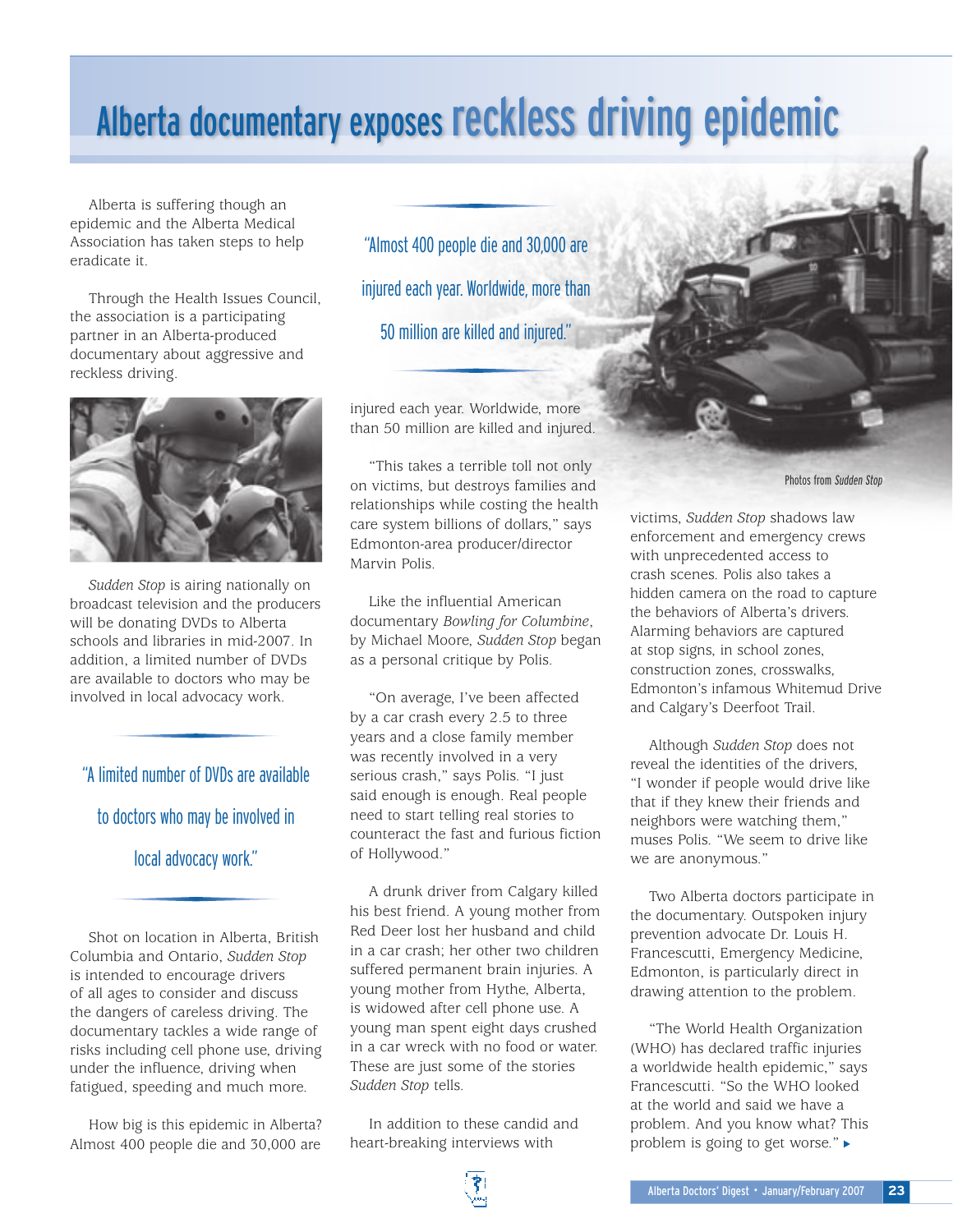# Alberta documentary exposes reckless driving epidemic

Alberta is suffering though an epidemic and the Alberta Medical Association has taken steps to help eradicate it.

Through the Health Issues Council, the association is a participating partner in an Alberta-produced documentary about aggressive and reckless driving.

*Sudden Stop* is airing nationally on broadcast television and the producers will be donating DVDs to Alberta schools and libraries in mid-2007. In addition, a limited number of DVDs are available to doctors who may be involved in local advocacy work.

> "A limited number of DVDs are available to doctors who may be involved in local advocacy work."

Shot on location in Alberta, British Columbia and Ontario, *Sudden Stop* is intended to encourage drivers of all ages to consider and discuss the dangers of careless driving. The documentary tackles a wide range of risks including cell phone use, driving under the influence, driving when fatigued, speeding and much more.

How big is this epidemic in Alberta? Almost 400 people die and 30,000 are injured each year. Worldwide, more than 50 million are killed and injured.

> "Almost 400 people die and 30,000 are injured each year. Worldwide, more than 50 million are killed and injured."

"This takes a terrible toll not only on victims, but destroys families and relationships while costing the health care system billions of dollars," says Edmonton-area producer/director Marvin Polis.

Like the influential American documentary *Bowling for Columbine*, by Michael Moore, *Sudden Stop* began as a personal critique by Polis.

"On average, I've been affected by a car crash every 2.5 to three years and a close family member was recently involved in a very serious crash," says Polis. "I just said enough is enough. Real people need to start telling real stories to counteract the fast and furious fiction of Hollywood."

A drunk driver from Calgary killed his best friend. A young mother from Red Deer lost her husband and child in a car crash; her other two children suffered permanent brain injuries. A young mother from Hythe, Alberta, is widowed after cell phone use. A young man spent eight days crushed in a car wreck with no food or water. These are just some of the stories *Sudden Stop* tells.

In addition to these candid and heart-breaking interviews with victims, *Sudden Stop* shadows law enforcement and emergency crews with unprecedented access to crash scenes. Polis also takes a hidden camera on the road to capture the behaviors of Alberta's drivers. Alarming behaviors are captured at stop signs, in school zones, construction zones, crosswalks, Edmonton's infamous Whitemud Drive and Calgary's Deerfoot Trail.

Photos from *Sudden Stop*

Although *Sudden Stop* does not reveal the identities of the drivers, "I wonder if people would drive like that if they knew their friends and neighbors were watching them," muses Polis. "We seem to drive like we are anonymous."

Two Alberta doctors participate in the documentary. Outspoken injury prevention advocate Dr. Louis H. Francescutti, Emergency Medicine, Edmonton, is particularly direct in drawing attention to the problem.

"The World Health Organization (WHO) has declared traffic injuries a worldwide health epidemic," says Francescutti. "So the WHO looked at the world and said we have a problem. And you know what? This problem is going to get worse." ▸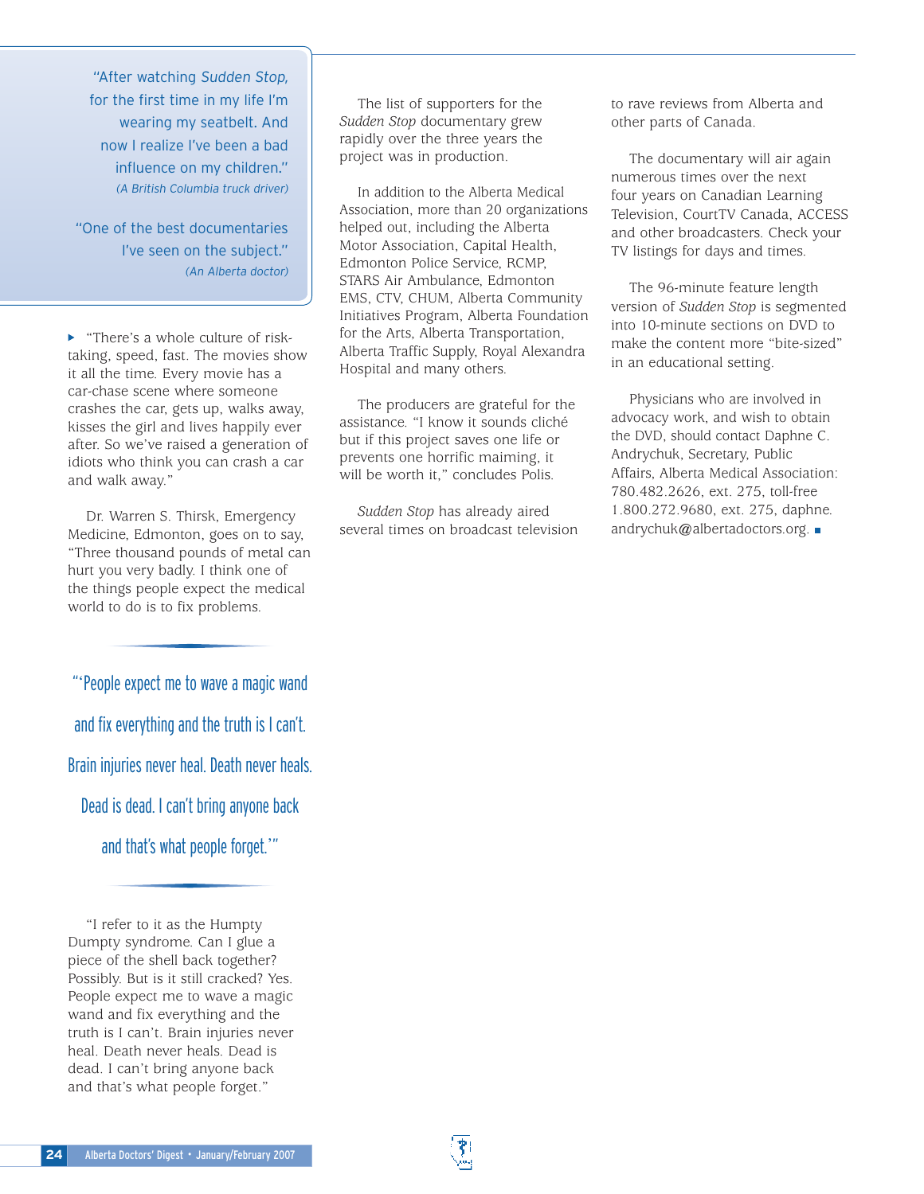"After watching *Sudden Stop*, for the first time in my life I'm wearing my seatbelt. And now I realize I've been a bad influence on my children."
*(A British Columbia truck driver)*

"One of the best documentaries I've seen on the subject."
*(An Alberta doctor)*

- "There's a whole culture of risk-taking, speed, fast. The movies show it all the time. Every movie has a car-chase scene where someone crashes the car, gets up, walks away, kisses the girl and lives happily ever after. So we've raised a generation of idiots who think you can crash a car and walk away."

Dr. Warren S. Thirsk, Emergency Medicine, Edmonton, goes on to say, "Three thousand pounds of metal can hurt you very badly. I think one of the things people expect the medical world to do is to fix problems.

"'People expect me to wave a magic wand and fix everything and the truth is I can't. Brain injuries never heal. Death never heals. Dead is dead. I can't bring anyone back and that's what people forget.'"

"I refer to it as the Humpty Dumpty syndrome. Can I glue a piece of the shell back together? Possibly. But is it still cracked? Yes. People expect me to wave a magic wand and fix everything and the truth is I can't. Brain injuries never heal. Death never heals. Dead is dead. I can't bring anyone back and that's what people forget."

The list of supporters for the *Sudden Stop* documentary grew rapidly over the three years the project was in production.

In addition to the Alberta Medical Association, more than 20 organizations helped out, including the Alberta Motor Association, Capital Health, Edmonton Police Service, RCMP, STARS Air Ambulance, Edmonton EMS, CTV, CHUM, Alberta Community Initiatives Program, Alberta Foundation for the Arts, Alberta Transportation, Alberta Traffic Supply, Royal Alexandra Hospital and many others.

The producers are grateful for the assistance. "I know it sounds cliché but if this project saves one life or prevents one horrific maiming, it will be worth it," concludes Polis.

*Sudden Stop* has already aired several times on broadcast television to rave reviews from Alberta and other parts of Canada.

The documentary will air again numerous times over the next four years on Canadian Learning Television, CourtTV Canada, ACCESS and other broadcasters. Check your TV listings for days and times.

The 96-minute feature length version of *Sudden Stop* is segmented into 10-minute sections on DVD to make the content more "bite-sized" in an educational setting.

Physicians who are involved in advocacy work, and wish to obtain the DVD, should contact Daphne C. Andrychuk, Secretary, Public Affairs, Alberta Medical Association: 780.482.2626, ext. 275, toll-free 1.800.272.9680, ext. 275, daphne.andrychuk@albertadoctors.org. ■